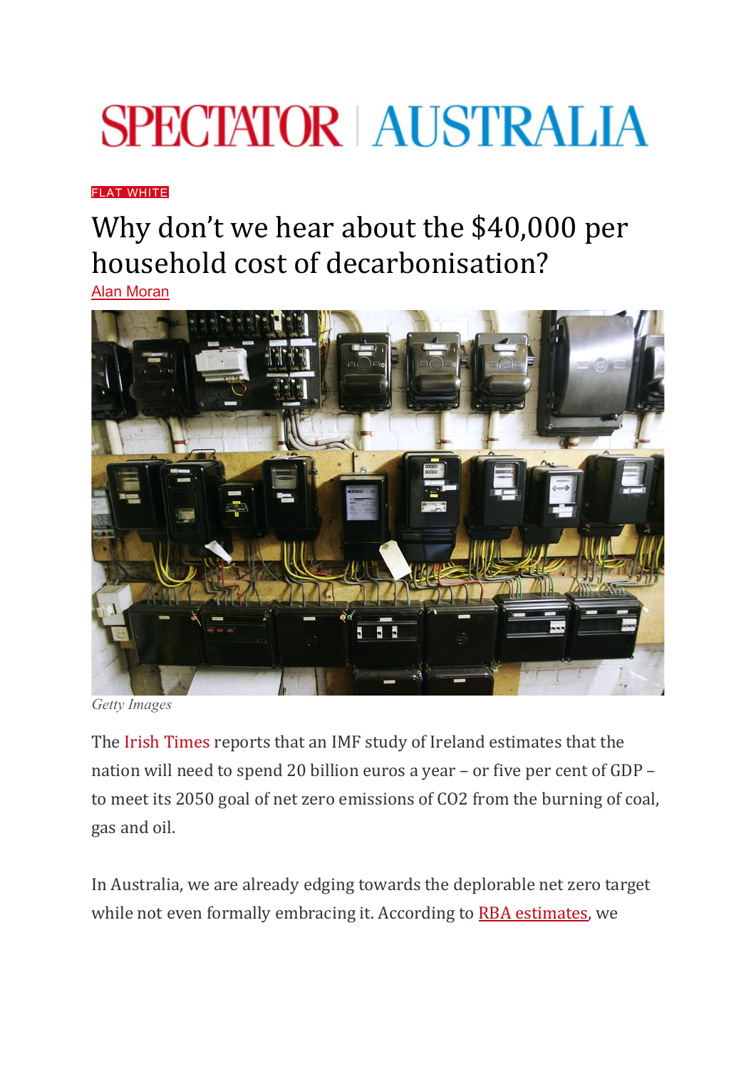SPECTATOR | AUSTRALIA

FLAT WHITE

# Why don't we hear about the $40,000 per household cost of decarbonisation?

Alan Moran

Getty Images

The Irish Times reports that an IMF study of Ireland estimates that the nation will need to spend 20 billion euros a year – or five per cent of GDP – to meet its 2050 goal of net zero emissions of CO2 from the burning of coal, gas and oil.

In Australia, we are already edging towards the deplorable net zero target while not even formally embracing it. According to RBA estimates, we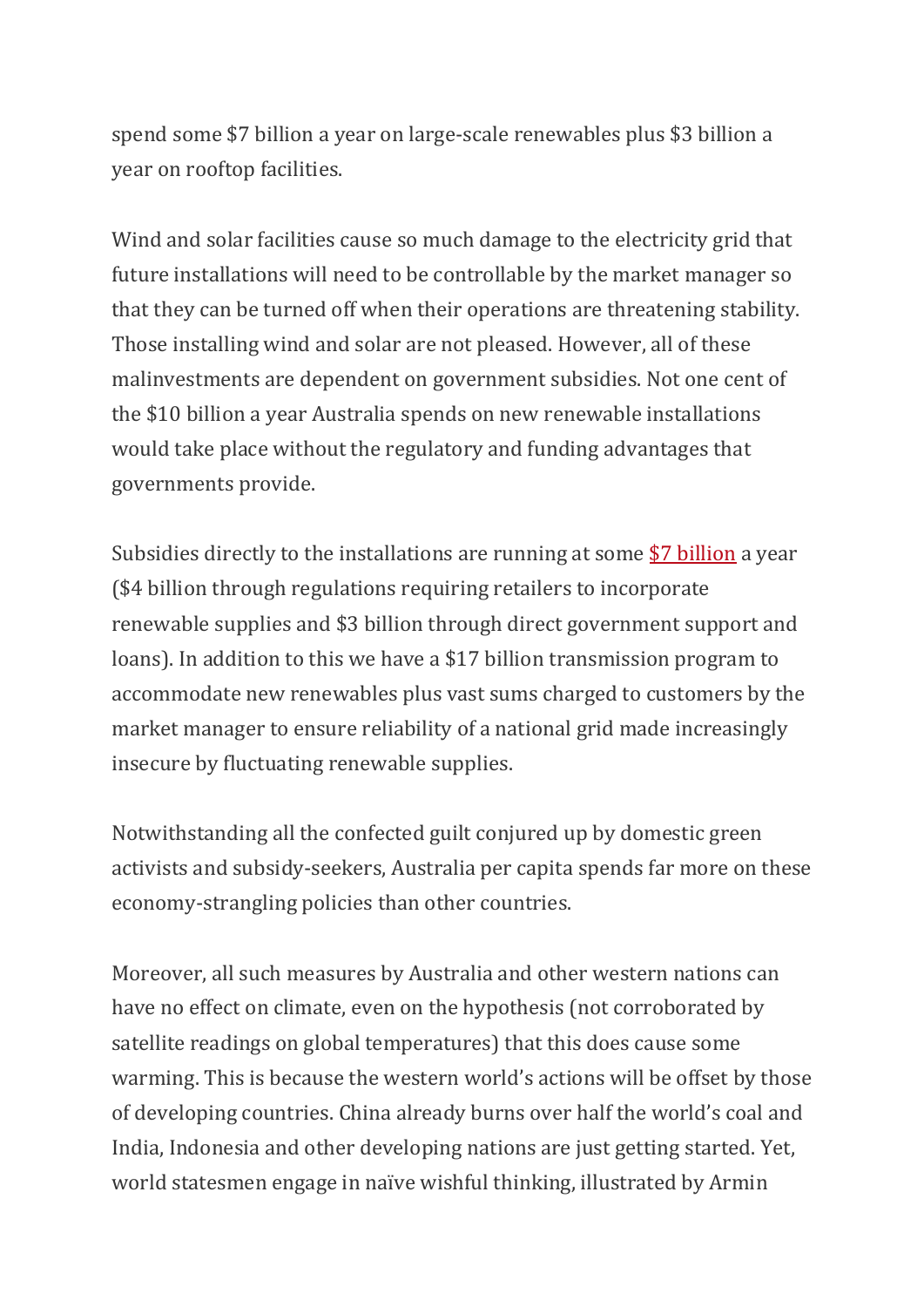spend some $7 billion a year on large-scale renewables plus $3 billion a year on rooftop facilities.

Wind and solar facilities cause so much damage to the electricity grid that future installations will need to be controllable by the market manager so that they can be turned off when their operations are threatening stability. Those installing wind and solar are not pleased. However, all of these malinvestments are dependent on government subsidies. Not one cent of the $10 billion a year Australia spends on new renewable installations would take place without the regulatory and funding advantages that governments provide.

Subsidies directly to the installations are running at some $7 billion a year ($4 billion through regulations requiring retailers to incorporate renewable supplies and $3 billion through direct government support and loans). In addition to this we have a $17 billion transmission program to accommodate new renewables plus vast sums charged to customers by the market manager to ensure reliability of a national grid made increasingly insecure by fluctuating renewable supplies.

Notwithstanding all the confected guilt conjured up by domestic green activists and subsidy-seekers, Australia per capita spends far more on these economy-strangling policies than other countries.

Moreover, all such measures by Australia and other western nations can have no effect on climate, even on the hypothesis (not corroborated by satellite readings on global temperatures) that this does cause some warming. This is because the western world's actions will be offset by those of developing countries. China already burns over half the world's coal and India, Indonesia and other developing nations are just getting started. Yet, world statesmen engage in naïve wishful thinking, illustrated by Armin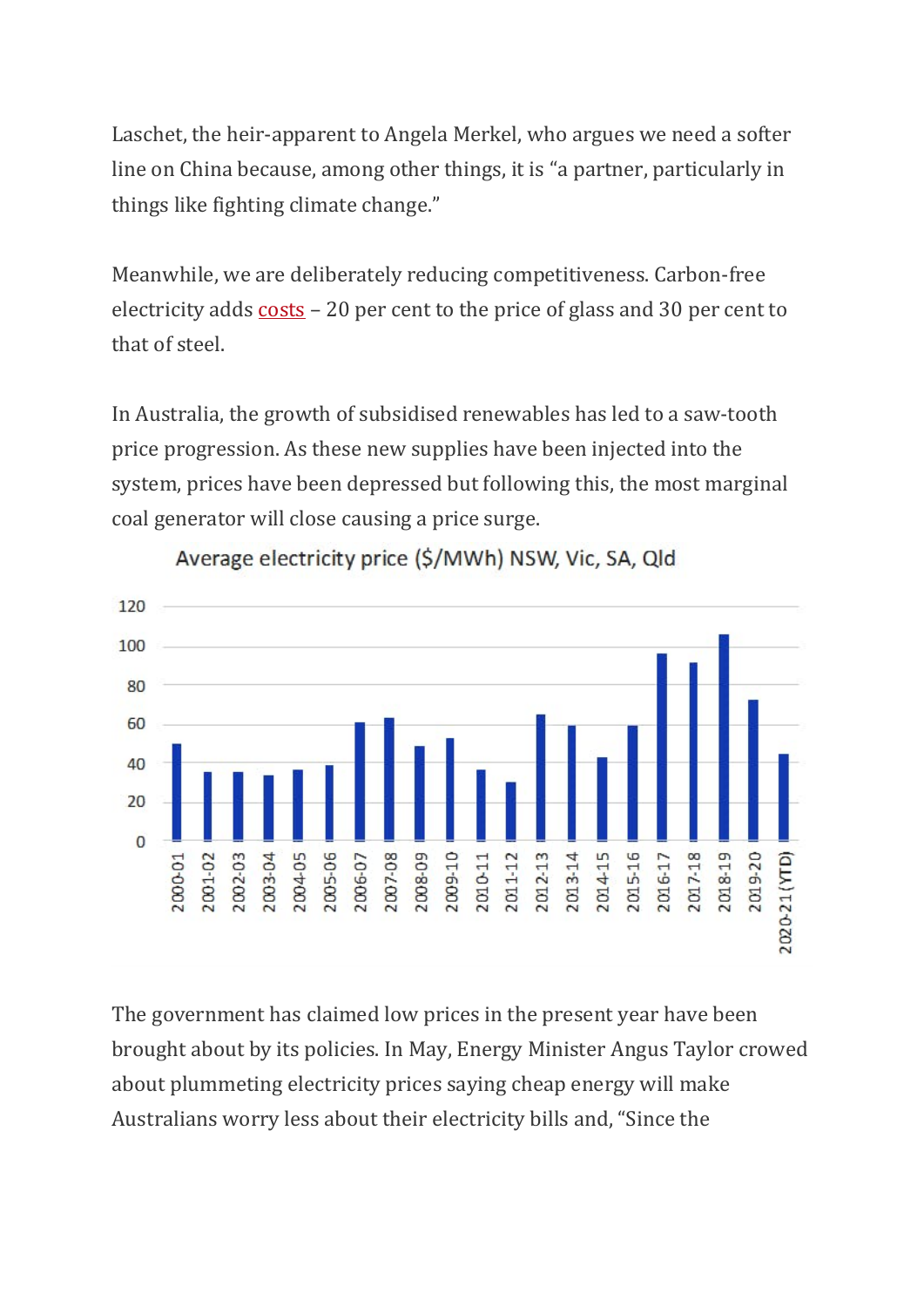Laschet, the heir-apparent to Angela Merkel, who argues we need a softer line on China because, among other things, it is "a partner, particularly in things like fighting climate change."

Meanwhile, we are deliberately reducing competitiveness. Carbon-free electricity adds costs – 20 per cent to the price of glass and 30 per cent to that of steel.

In Australia, the growth of subsidised renewables has led to a saw-tooth price progression. As these new supplies have been injected into the system, prices have been depressed but following this, the most marginal coal generator will close causing a price surge.

Average electricity price ($/MWh) NSW, Vic, SA, Qld

The government has claimed low prices in the present year have been brought about by its policies. In May, Energy Minister Angus Taylor crowed about plummeting electricity prices saying cheap energy will make Australians worry less about their electricity bills and, "Since the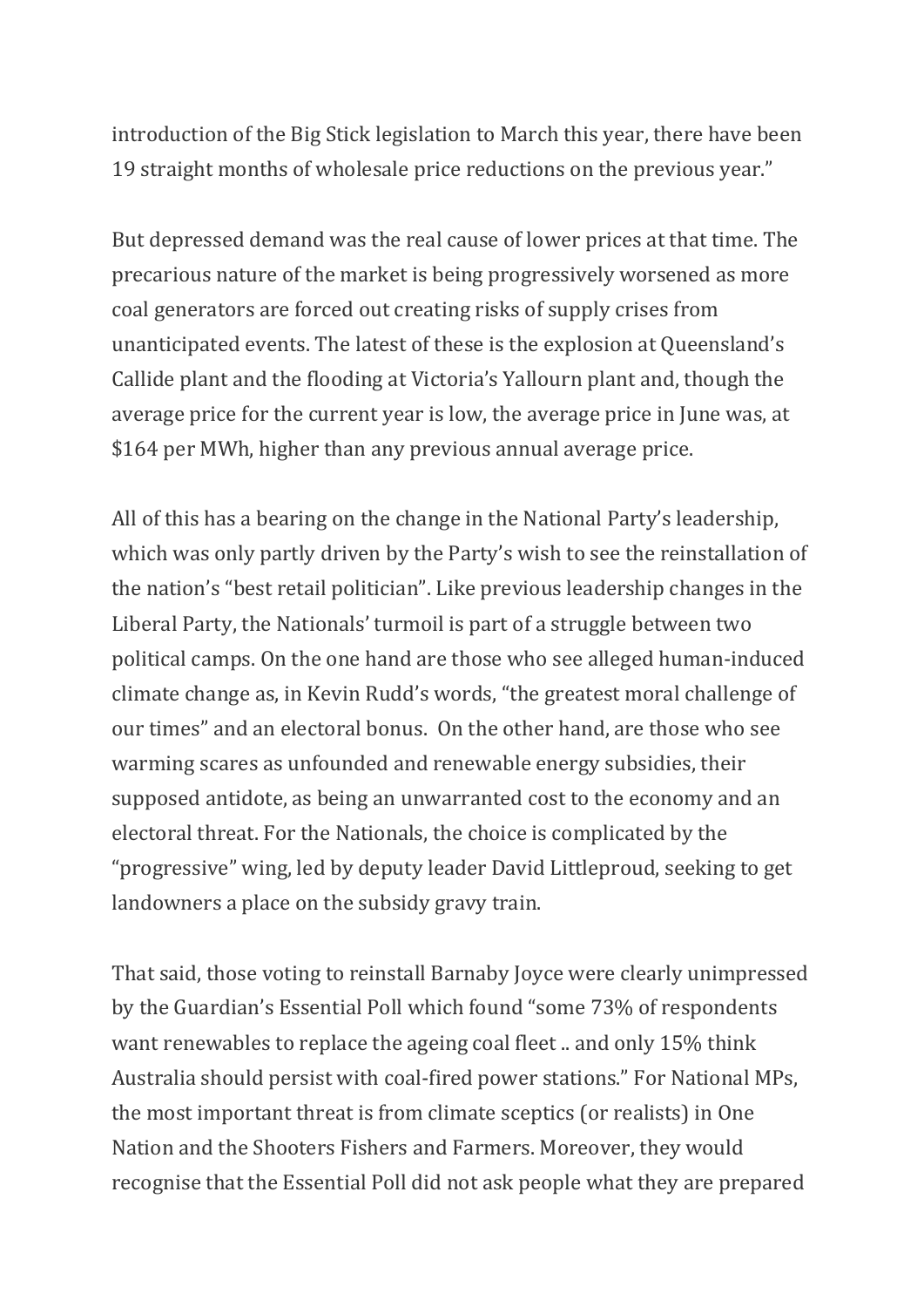introduction of the Big Stick legislation to March this year, there have been 19 straight months of wholesale price reductions on the previous year."

But depressed demand was the real cause of lower prices at that time. The precarious nature of the market is being progressively worsened as more coal generators are forced out creating risks of supply crises from unanticipated events. The latest of these is the explosion at Queensland's Callide plant and the flooding at Victoria's Yallourn plant and, though the average price for the current year is low, the average price in June was, at $164 per MWh, higher than any previous annual average price.

All of this has a bearing on the change in the National Party's leadership, which was only partly driven by the Party's wish to see the reinstallation of the nation's "best retail politician". Like previous leadership changes in the Liberal Party, the Nationals' turmoil is part of a struggle between two political camps. On the one hand are those who see alleged human-induced climate change as, in Kevin Rudd's words, "the greatest moral challenge of our times" and an electoral bonus. On the other hand, are those who see warming scares as unfounded and renewable energy subsidies, their supposed antidote, as being an unwarranted cost to the economy and an electoral threat. For the Nationals, the choice is complicated by the "progressive" wing, led by deputy leader David Littleproud, seeking to get landowners a place on the subsidy gravy train.

That said, those voting to reinstall Barnaby Joyce were clearly unimpressed by the Guardian's Essential Poll which found "some 73% of respondents want renewables to replace the ageing coal fleet .. and only 15% think Australia should persist with coal-fired power stations." For National MPs, the most important threat is from climate sceptics (or realists) in One Nation and the Shooters Fishers and Farmers. Moreover, they would recognise that the Essential Poll did not ask people what they are prepared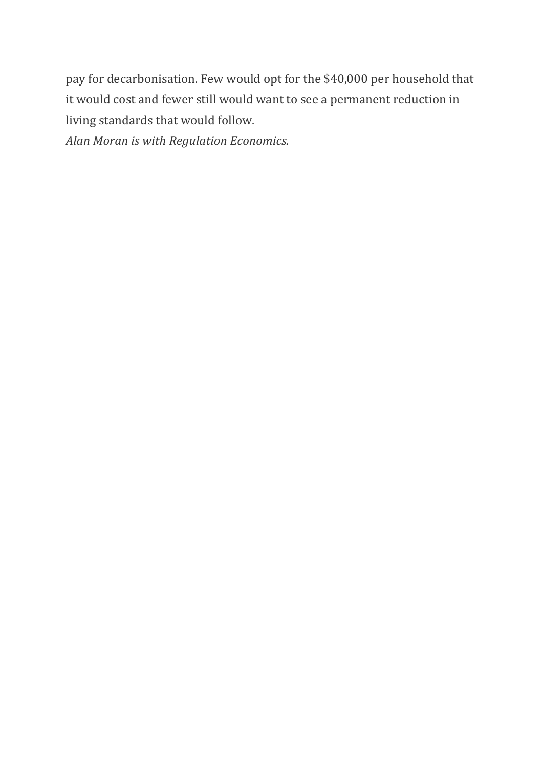pay for decarbonisation. Few would opt for the $40,000 per household that it would cost and fewer still would want to see a permanent reduction in living standards that would follow.

*Alan Moran is with Regulation Economics.*